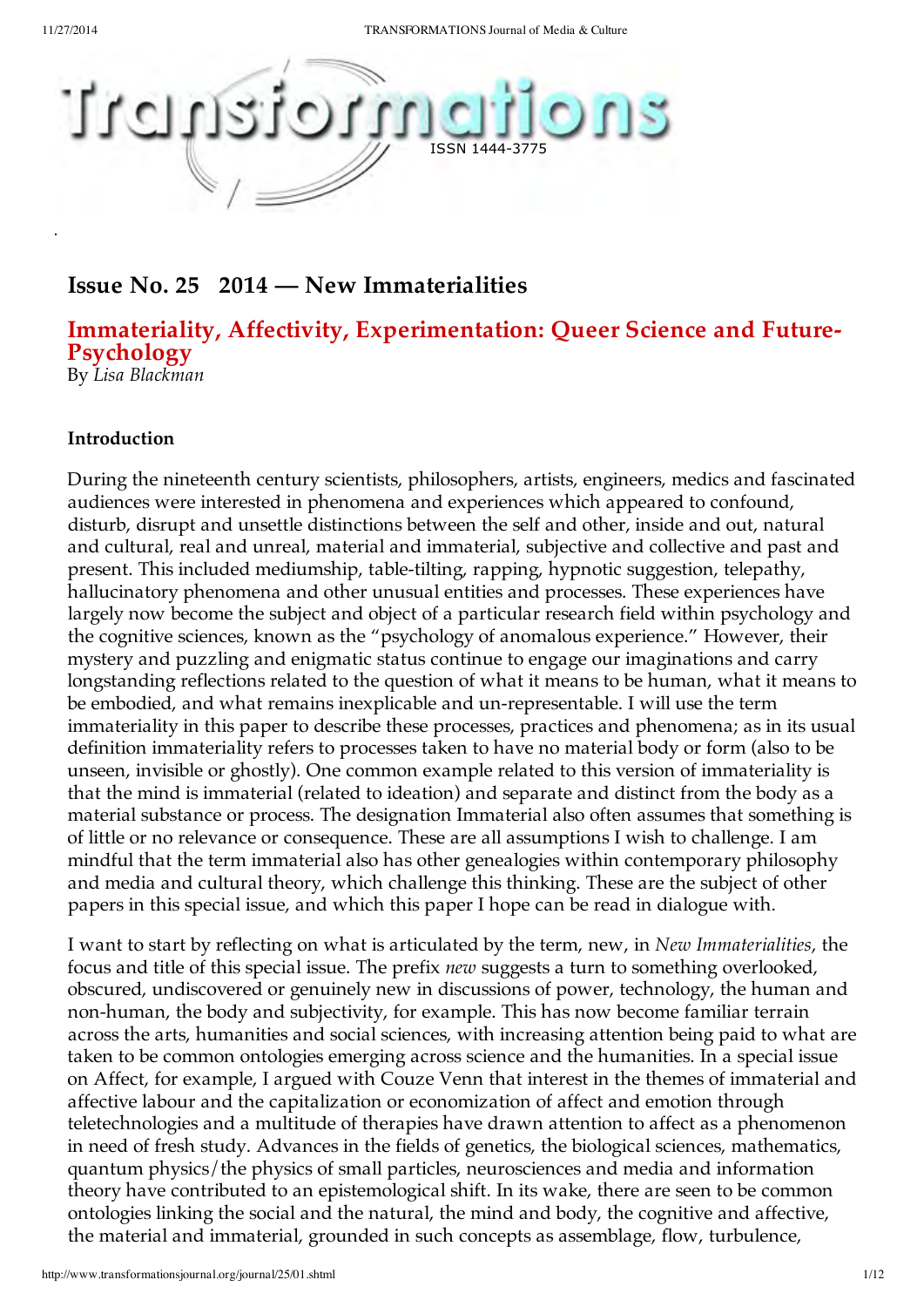# Transformations

ISSN 1444-3775

## Issue No. 25 2014 — New Immaterialities

## Immateriality, Affectivity, Experimentation: Queer Science and Future-Psychology

By *Lisa Blackman*

### Introduction

During the nineteenth century scientists, philosophers, artists, engineers, medics and fascinated audiences were interested in phenomena and experiences which appeared to confound, disturb, disrupt and unsettle distinctions between the self and other, inside and out, natural and cultural, real and unreal, material and immaterial, subjective and collective and past and present. This included mediumship, table-tilting, rapping, hypnotic suggestion, telepathy, hallucinatory phenomena and other unusual entities and processes. These experiences have largely now become the subject and object of a particular research field within psychology and the cognitive sciences, known as the "psychology of anomalous experience." However, their mystery and puzzling and enigmatic status continue to engage our imaginations and carry longstanding reflections related to the question of what it means to be human, what it means to be embodied, and what remains inexplicable and un-representable. I will use the term immateriality in this paper to describe these processes, practices and phenomena; as in its usual definition immateriality refers to processes taken to have no material body or form (also to be unseen, invisible or ghostly). One common example related to this version of immateriality is that the mind is immaterial (related to ideation) and separate and distinct from the body as a material substance or process. The designation Immaterial also often assumes that something is of little or no relevance or consequence. These are all assumptions I wish to challenge. I am mindful that the term immaterial also has other genealogies within contemporary philosophy and media and cultural theory, which challenge this thinking. These are the subject of other papers in this special issue, and which this paper I hope can be read in dialogue with.

I want to start by reflecting on what is articulated by the term, new, in *New Immaterialities*, the focus and title of this special issue. The prefix *new* suggests a turn to something overlooked, obscured, undiscovered or genuinely new in discussions of power, technology, the human and non-human, the body and subjectivity, for example. This has now become familiar terrain across the arts, humanities and social sciences, with increasing attention being paid to what are taken to be common ontologies emerging across science and the humanities. In a special issue on Affect, for example, I argued with Couze Venn that interest in the themes of immaterial and affective labour and the capitalization or economization of affect and emotion through teletechnologies and a multitude of therapies have drawn attention to affect as a phenomenon in need of fresh study. Advances in the fields of genetics, the biological sciences, mathematics, quantum physics/the physics of small particles, neurosciences and media and information theory have contributed to an epistemological shift. In its wake, there are seen to be common ontologies linking the social and the natural, the mind and body, the cognitive and affective, the material and immaterial, grounded in such concepts as assemblage, flow, turbulence,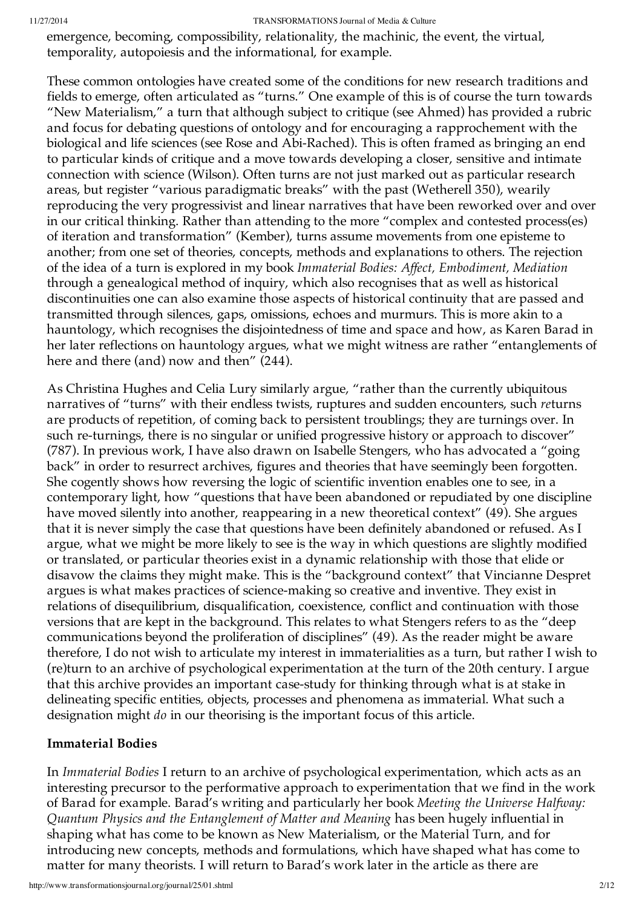emergence, becoming, compossibility, relationality, the machinic, the event, the virtual, temporality, autopoiesis and the informational, for example.

These common ontologies have created some of the conditions for new research traditions and fields to emerge, often articulated as "turns." One example of this is of course the turn towards "New Materialism," a turn that although subject to critique (see Ahmed) has provided a rubric and focus for debating questions of ontology and for encouraging a rapprochement with the biological and life sciences (see Rose and Abi-Rached). This is often framed as bringing an end to particular kinds of critique and a move towards developing a closer, sensitive and intimate connection with science (Wilson). Often turns are not just marked out as particular research areas, but register "various paradigmatic breaks" with the past (Wetherell 350), wearily reproducing the very progressivist and linear narratives that have been reworked over and over in our critical thinking. Rather than attending to the more "complex and contested process(es) of iteration and transformation" (Kember), turns assume movements from one episteme to another; from one set of theories, concepts, methods and explanations to others. The rejection of the idea of a turn is explored in my book *Immaterial Bodies: Affect, Embodiment, Mediation* through a genealogical method of inquiry, which also recognises that as well as historical discontinuities one can also examine those aspects of historical continuity that are passed and transmitted through silences, gaps, omissions, echoes and murmurs. This is more akin to a hauntology, which recognises the disjointedness of time and space and how, as Karen Barad in her later reflections on hauntology argues, what we might witness are rather "entanglements of here and there (and) now and then" (244).

As Christina Hughes and Celia Lury similarly argue, "rather than the currently ubiquitous narratives of "turns" with their endless twists, ruptures and sudden encounters, such *re*turns are products of repetition, of coming back to persistent troublings; they are turnings over. In such re-turnings, there is no singular or unified progressive history or approach to discover" (787). In previous work, I have also drawn on Isabelle Stengers, who has advocated a "going back" in order to resurrect archives, figures and theories that have seemingly been forgotten. She cogently shows how reversing the logic of scientific invention enables one to see, in a contemporary light, how "questions that have been abandoned or repudiated by one discipline have moved silently into another, reappearing in a new theoretical context" (49). She argues that it is never simply the case that questions have been definitely abandoned or refused. As I argue, what we might be more likely to see is the way in which questions are slightly modified or translated, or particular theories exist in a dynamic relationship with those that elide or disavow the claims they might make. This is the "background context" that Vincianne Despret argues is what makes practices of science-making so creative and inventive. They exist in relations of disequilibrium, disqualification, coexistence, conflict and continuation with those versions that are kept in the background. This relates to what Stengers refers to as the "deep communications beyond the proliferation of disciplines" (49). As the reader might be aware therefore, I do not wish to articulate my interest in immaterialities as a turn, but rather I wish to (re)turn to an archive of psychological experimentation at the turn of the 20th century. I argue that this archive provides an important case-study for thinking through what is at stake in delineating specific entities, objects, processes and phenomena as immaterial. What such a designation might *do* in our theorising is the important focus of this article.

**Immaterial Bodies**

In *Immaterial Bodies* I return to an archive of psychological experimentation, which acts as an interesting precursor to the performative approach to experimentation that we find in the work of Barad for example. Barad's writing and particularly her book *Meeting the Universe Halfway: Quantum Physics and the Entanglement of Matter and Meaning* has been hugely influential in shaping what has come to be known as New Materialism, or the Material Turn, and for introducing new concepts, methods and formulations, which have shaped what has come to matter for many theorists. I will return to Barad's work later in the article as there are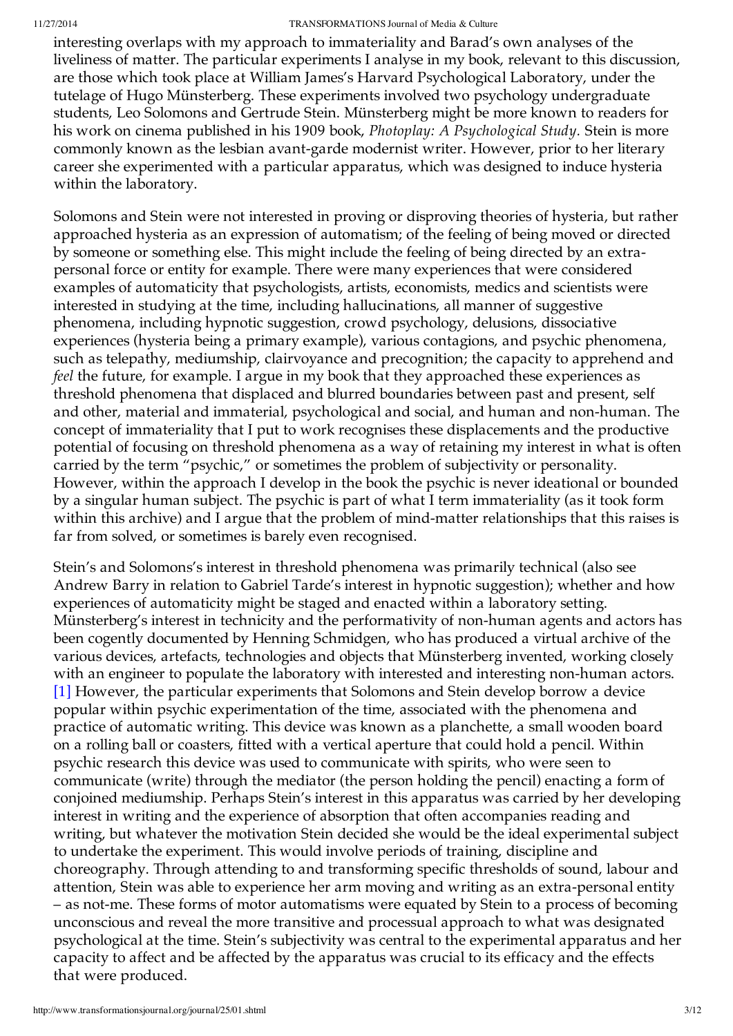interesting overlaps with my approach to immateriality and Barad's own analyses of the liveliness of matter. The particular experiments I analyse in my book, relevant to this discussion, are those which took place at William James's Harvard Psychological Laboratory, under the tutelage of Hugo Münsterberg. These experiments involved two psychology undergraduate students, Leo Solomons and Gertrude Stein. Münsterberg might be more known to readers for his work on cinema published in his 1909 book, *Photoplay: A Psychological Study.* Stein is more commonly known as the lesbian avant-garde modernist writer. However, prior to her literary career she experimented with a particular apparatus, which was designed to induce hysteria within the laboratory.

Solomons and Stein were not interested in proving or disproving theories of hysteria, but rather approached hysteria as an expression of automatism; of the feeling of being moved or directed by someone or something else. This might include the feeling of being directed by an extra-personal force or entity for example. There were many experiences that were considered examples of automaticity that psychologists, artists, economists, medics and scientists were interested in studying at the time, including hallucinations, all manner of suggestive phenomena, including hypnotic suggestion, crowd psychology, delusions, dissociative experiences (hysteria being a primary example), various contagions, and psychic phenomena, such as telepathy, mediumship, clairvoyance and precognition; the capacity to apprehend and *feel* the future, for example. I argue in my book that they approached these experiences as threshold phenomena that displaced and blurred boundaries between past and present, self and other, material and immaterial, psychological and social, and human and non-human. The concept of immateriality that I put to work recognises these displacements and the productive potential of focusing on threshold phenomena as a way of retaining my interest in what is often carried by the term "psychic," or sometimes the problem of subjectivity or personality. However, within the approach I develop in the book the psychic is never ideational or bounded by a singular human subject. The psychic is part of what I term immateriality (as it took form within this archive) and I argue that the problem of mind-matter relationships that this raises is far from solved, or sometimes is barely even recognised.

Stein's and Solomons's interest in threshold phenomena was primarily technical (also see Andrew Barry in relation to Gabriel Tarde's interest in hypnotic suggestion); whether and how experiences of automaticity might be staged and enacted within a laboratory setting. Münsterberg's interest in technicity and the performativity of non-human agents and actors has been cogently documented by Henning Schmidgen, who has produced a virtual archive of the various devices, artefacts, technologies and objects that Münsterberg invented, working closely with an engineer to populate the laboratory with interested and interesting non-human actors. [1] However, the particular experiments that Solomons and Stein develop borrow a device popular within psychic experimentation of the time, associated with the phenomena and practice of automatic writing. This device was known as a planchette, a small wooden board on a rolling ball or coasters, fitted with a vertical aperture that could hold a pencil. Within psychic research this device was used to communicate with spirits, who were seen to communicate (write) through the mediator (the person holding the pencil) enacting a form of conjoined mediumship. Perhaps Stein's interest in this apparatus was carried by her developing interest in writing and the experience of absorption that often accompanies reading and writing, but whatever the motivation Stein decided she would be the ideal experimental subject to undertake the experiment. This would involve periods of training, discipline and choreography. Through attending to and transforming specific thresholds of sound, labour and attention, Stein was able to experience her arm moving and writing as an extra-personal entity – as not-me. These forms of motor automatisms were equated by Stein to a process of becoming unconscious and reveal the more transitive and processual approach to what was designated psychological at the time. Stein's subjectivity was central to the experimental apparatus and her capacity to affect and be affected by the apparatus was crucial to its efficacy and the effects that were produced.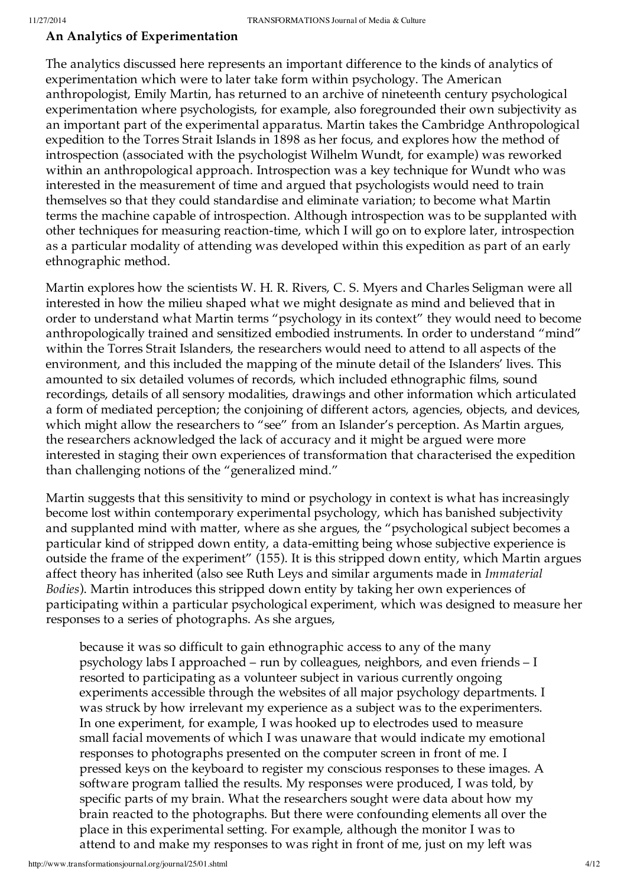### An Analytics of Experimentation

The analytics discussed here represents an important difference to the kinds of analytics of experimentation which were to later take form within psychology. The American anthropologist, Emily Martin, has returned to an archive of nineteenth century psychological experimentation where psychologists, for example, also foregrounded their own subjectivity as an important part of the experimental apparatus. Martin takes the Cambridge Anthropological expedition to the Torres Strait Islands in 1898 as her focus, and explores how the method of introspection (associated with the psychologist Wilhelm Wundt, for example) was reworked within an anthropological approach. Introspection was a key technique for Wundt who was interested in the measurement of time and argued that psychologists would need to train themselves so that they could standardise and eliminate variation; to become what Martin terms the machine capable of introspection. Although introspection was to be supplanted with other techniques for measuring reaction-time, which I will go on to explore later, introspection as a particular modality of attending was developed within this expedition as part of an early ethnographic method.

Martin explores how the scientists W. H. R. Rivers, C. S. Myers and Charles Seligman were all interested in how the milieu shaped what we might designate as mind and believed that in order to understand what Martin terms "psychology in its context" they would need to become anthropologically trained and sensitized embodied instruments. In order to understand "mind" within the Torres Strait Islanders, the researchers would need to attend to all aspects of the environment, and this included the mapping of the minute detail of the Islanders' lives. This amounted to six detailed volumes of records, which included ethnographic films, sound recordings, details of all sensory modalities, drawings and other information which articulated a form of mediated perception; the conjoining of different actors, agencies, objects, and devices, which might allow the researchers to "see" from an Islander's perception. As Martin argues, the researchers acknowledged the lack of accuracy and it might be argued were more interested in staging their own experiences of transformation that characterised the expedition than challenging notions of the "generalized mind."

Martin suggests that this sensitivity to mind or psychology in context is what has increasingly become lost within contemporary experimental psychology, which has banished subjectivity and supplanted mind with matter, where as she argues, the "psychological subject becomes a particular kind of stripped down entity, a data-emitting being whose subjective experience is outside the frame of the experiment" (155). It is this stripped down entity, which Martin argues affect theory has inherited (also see Ruth Leys and similar arguments made in *Immaterial Bodies*). Martin introduces this stripped down entity by taking her own experiences of participating within a particular psychological experiment, which was designed to measure her responses to a series of photographs. As she argues,

> because it was so difficult to gain ethnographic access to any of the many psychology labs I approached – run by colleagues, neighbors, and even friends – I resorted to participating as a volunteer subject in various currently ongoing experiments accessible through the websites of all major psychology departments. I was struck by how irrelevant my experience as a subject was to the experimenters. In one experiment, for example, I was hooked up to electrodes used to measure small facial movements of which I was unaware that would indicate my emotional responses to photographs presented on the computer screen in front of me. I pressed keys on the keyboard to register my conscious responses to these images. A software program tallied the results. My responses were produced, I was told, by specific parts of my brain. What the researchers sought were data about how my brain reacted to the photographs. But there were confounding elements all over the place in this experimental setting. For example, although the monitor I was to attend to and make my responses to was right in front of me, just on my left was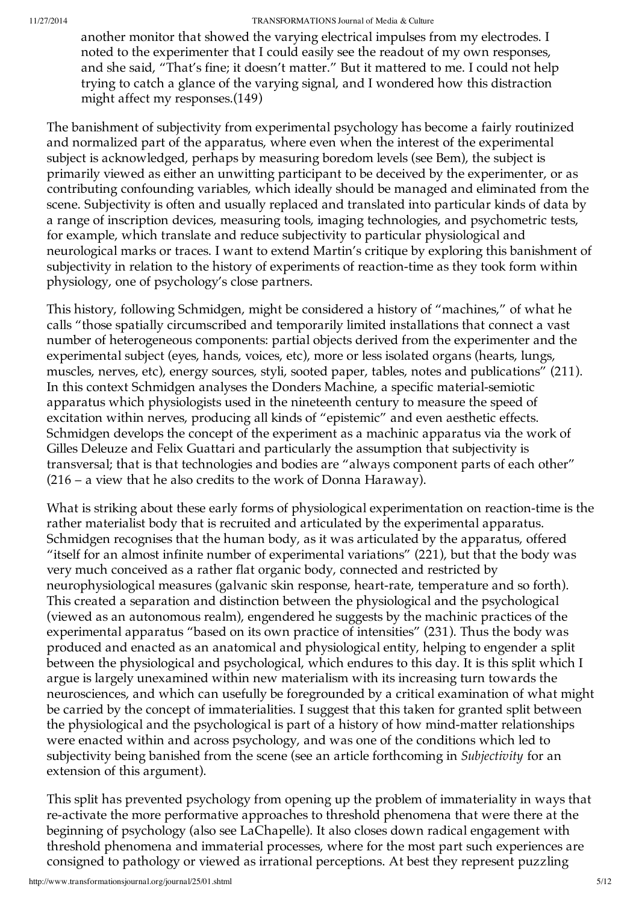> another monitor that showed the varying electrical impulses from my electrodes. I noted to the experimenter that I could easily see the readout of my own responses, and she said, "That's fine; it doesn't matter." But it mattered to me. I could not help trying to catch a glance of the varying signal, and I wondered how this distraction might affect my responses.(149)

The banishment of subjectivity from experimental psychology has become a fairly routinized and normalized part of the apparatus, where even when the interest of the experimental subject is acknowledged, perhaps by measuring boredom levels (see Bem), the subject is primarily viewed as either an unwitting participant to be deceived by the experimenter, or as contributing confounding variables, which ideally should be managed and eliminated from the scene. Subjectivity is often and usually replaced and translated into particular kinds of data by a range of inscription devices, measuring tools, imaging technologies, and psychometric tests, for example, which translate and reduce subjectivity to particular physiological and neurological marks or traces. I want to extend Martin's critique by exploring this banishment of subjectivity in relation to the history of experiments of reaction-time as they took form within physiology, one of psychology's close partners.

This history, following Schmidgen, might be considered a history of "machines," of what he calls "those spatially circumscribed and temporarily limited installations that connect a vast number of heterogeneous components: partial objects derived from the experimenter and the experimental subject (eyes, hands, voices, etc), more or less isolated organs (hearts, lungs, muscles, nerves, etc), energy sources, styli, sooted paper, tables, notes and publications" (211). In this context Schmidgen analyses the Donders Machine, a specific material-semiotic apparatus which physiologists used in the nineteenth century to measure the speed of excitation within nerves, producing all kinds of "epistemic" and even aesthetic effects. Schmidgen develops the concept of the experiment as a machinic apparatus via the work of Gilles Deleuze and Felix Guattari and particularly the assumption that subjectivity is transversal; that is that technologies and bodies are "always component parts of each other" (216 – a view that he also credits to the work of Donna Haraway).

What is striking about these early forms of physiological experimentation on reaction-time is the rather materialist body that is recruited and articulated by the experimental apparatus. Schmidgen recognises that the human body, as it was articulated by the apparatus, offered "itself for an almost infinite number of experimental variations" (221), but that the body was very much conceived as a rather flat organic body, connected and restricted by neurophysiological measures (galvanic skin response, heart-rate, temperature and so forth). This created a separation and distinction between the physiological and the psychological (viewed as an autonomous realm), engendered he suggests by the machinic practices of the experimental apparatus "based on its own practice of intensities" (231). Thus the body was produced and enacted as an anatomical and physiological entity, helping to engender a split between the physiological and psychological, which endures to this day. It is this split which I argue is largely unexamined within new materialism with its increasing turn towards the neurosciences, and which can usefully be foregrounded by a critical examination of what might be carried by the concept of immaterialities. I suggest that this taken for granted split between the physiological and the psychological is part of a history of how mind-matter relationships were enacted within and across psychology, and was one of the conditions which led to subjectivity being banished from the scene (see an article forthcoming in *Subjectivity* for an extension of this argument).

This split has prevented psychology from opening up the problem of immateriality in ways that re-activate the more performative approaches to threshold phenomena that were there at the beginning of psychology (also see LaChapelle). It also closes down radical engagement with threshold phenomena and immaterial processes, where for the most part such experiences are consigned to pathology or viewed as irrational perceptions. At best they represent puzzling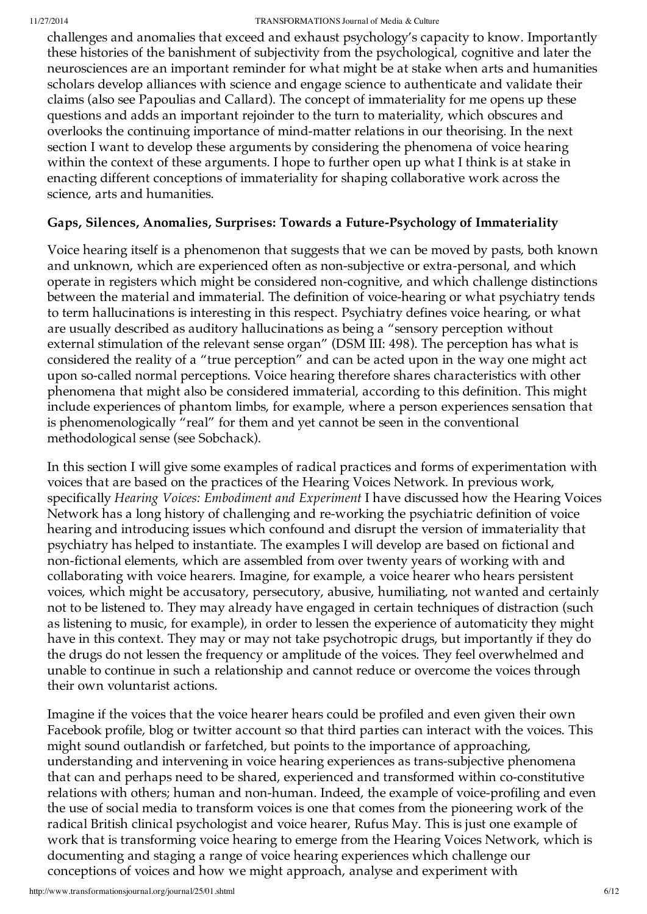challenges and anomalies that exceed and exhaust psychology's capacity to know. Importantly these histories of the banishment of subjectivity from the psychological, cognitive and later the neurosciences are an important reminder for what might be at stake when arts and humanities scholars develop alliances with science and engage science to authenticate and validate their claims (also see Papoulias and Callard). The concept of immateriality for me opens up these questions and adds an important rejoinder to the turn to materiality, which obscures and overlooks the continuing importance of mind-matter relations in our theorising. In the next section I want to develop these arguments by considering the phenomena of voice hearing within the context of these arguments. I hope to further open up what I think is at stake in enacting different conceptions of immateriality for shaping collaborative work across the science, arts and humanities.

**Gaps, Silences, Anomalies, Surprises: Towards a Future-Psychology of Immateriality**

Voice hearing itself is a phenomenon that suggests that we can be moved by pasts, both known and unknown, which are experienced often as non-subjective or extra-personal, and which operate in registers which might be considered non-cognitive, and which challenge distinctions between the material and immaterial. The definition of voice-hearing or what psychiatry tends to term hallucinations is interesting in this respect. Psychiatry defines voice hearing, or what are usually described as auditory hallucinations as being a "sensory perception without external stimulation of the relevant sense organ" (DSM III: 498). The perception has what is considered the reality of a "true perception" and can be acted upon in the way one might act upon so-called normal perceptions. Voice hearing therefore shares characteristics with other phenomena that might also be considered immaterial, according to this definition. This might include experiences of phantom limbs, for example, where a person experiences sensation that is phenomenologically "real" for them and yet cannot be seen in the conventional methodological sense (see Sobchack).

In this section I will give some examples of radical practices and forms of experimentation with voices that are based on the practices of the Hearing Voices Network. In previous work, specifically *Hearing Voices: Embodiment and Experiment* I have discussed how the Hearing Voices Network has a long history of challenging and re-working the psychiatric definition of voice hearing and introducing issues which confound and disrupt the version of immateriality that psychiatry has helped to instantiate. The examples I will develop are based on fictional and non-fictional elements, which are assembled from over twenty years of working with and collaborating with voice hearers. Imagine, for example, a voice hearer who hears persistent voices, which might be accusatory, persecutory, abusive, humiliating, not wanted and certainly not to be listened to. They may already have engaged in certain techniques of distraction (such as listening to music, for example), in order to lessen the experience of automaticity they might have in this context. They may or may not take psychotropic drugs, but importantly if they do the drugs do not lessen the frequency or amplitude of the voices. They feel overwhelmed and unable to continue in such a relationship and cannot reduce or overcome the voices through their own voluntarist actions.

Imagine if the voices that the voice hearer hears could be profiled and even given their own Facebook profile, blog or twitter account so that third parties can interact with the voices. This might sound outlandish or farfetched, but points to the importance of approaching, understanding and intervening in voice hearing experiences as trans-subjective phenomena that can and perhaps need to be shared, experienced and transformed within co-constitutive relations with others; human and non-human. Indeed, the example of voice-profiling and even the use of social media to transform voices is one that comes from the pioneering work of the radical British clinical psychologist and voice hearer, Rufus May. This is just one example of work that is transforming voice hearing to emerge from the Hearing Voices Network, which is documenting and staging a range of voice hearing experiences which challenge our conceptions of voices and how we might approach, analyse and experiment with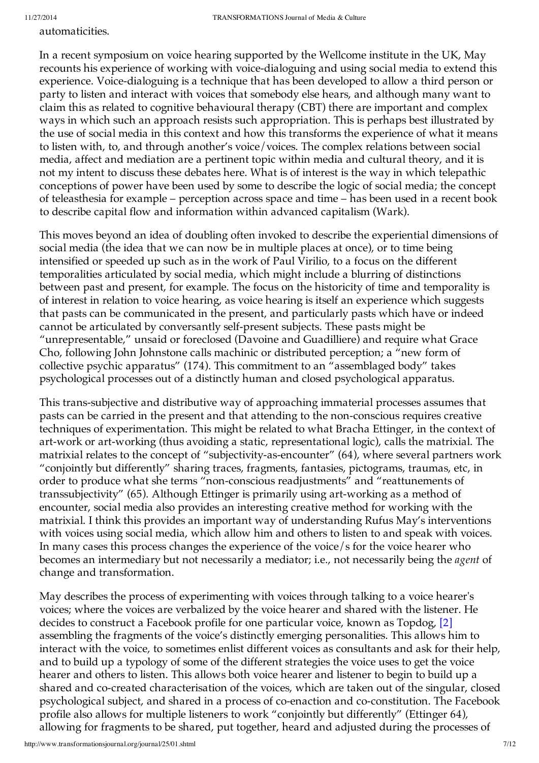automaticities.

In a recent symposium on voice hearing supported by the Wellcome institute in the UK, May recounts his experience of working with voice-dialoguing and using social media to extend this experience. Voice-dialoguing is a technique that has been developed to allow a third person or party to listen and interact with voices that somebody else hears, and although many want to claim this as related to cognitive behavioural therapy (CBT) there are important and complex ways in which such an approach resists such appropriation. This is perhaps best illustrated by the use of social media in this context and how this transforms the experience of what it means to listen with, to, and through another's voice/voices. The complex relations between social media, affect and mediation are a pertinent topic within media and cultural theory, and it is not my intent to discuss these debates here. What is of interest is the way in which telepathic conceptions of power have been used by some to describe the logic of social media; the concept of teleasthesia for example – perception across space and time – has been used in a recent book to describe capital flow and information within advanced capitalism (Wark).

This moves beyond an idea of doubling often invoked to describe the experiential dimensions of social media (the idea that we can now be in multiple places at once), or to time being intensified or speeded up such as in the work of Paul Virilio, to a focus on the different temporalities articulated by social media, which might include a blurring of distinctions between past and present, for example. The focus on the historicity of time and temporality is of interest in relation to voice hearing, as voice hearing is itself an experience which suggests that pasts can be communicated in the present, and particularly pasts which have or indeed cannot be articulated by conversantly self-present subjects. These pasts might be "unrepresentable," unsaid or foreclosed (Davoine and Guadilliere) and require what Grace Cho, following John Johnstone calls machinic or distributed perception; a "new form of collective psychic apparatus" (174). This commitment to an "assemblaged body" takes psychological processes out of a distinctly human and closed psychological apparatus.

This trans-subjective and distributive way of approaching immaterial processes assumes that pasts can be carried in the present and that attending to the non-conscious requires creative techniques of experimentation. This might be related to what Bracha Ettinger, in the context of art-work or art-working (thus avoiding a static, representational logic), calls the matrixial. The matrixial relates to the concept of "subjectivity-as-encounter" (64), where several partners work "conjointly but differently" sharing traces, fragments, fantasies, pictograms, traumas, etc, in order to produce what she terms "non-conscious readjustments" and "reattunements of transsubjectivity" (65). Although Ettinger is primarily using art-working as a method of encounter, social media also provides an interesting creative method for working with the matrixial. I think this provides an important way of understanding Rufus May's interventions with voices using social media, which allow him and others to listen to and speak with voices. In many cases this process changes the experience of the voice/s for the voice hearer who becomes an intermediary but not necessarily a mediator; i.e., not necessarily being the *agent* of change and transformation.

May describes the process of experimenting with voices through talking to a voice hearer's voices; where the voices are verbalized by the voice hearer and shared with the listener. He decides to construct a Facebook profile for one particular voice, known as Topdog, [2] assembling the fragments of the voice's distinctly emerging personalities. This allows him to interact with the voice, to sometimes enlist different voices as consultants and ask for their help, and to build up a typology of some of the different strategies the voice uses to get the voice hearer and others to listen. This allows both voice hearer and listener to begin to build up a shared and co-created characterisation of the voices, which are taken out of the singular, closed psychological subject, and shared in a process of co-enaction and co-constitution. The Facebook profile also allows for multiple listeners to work "conjointly but differently" (Ettinger 64), allowing for fragments to be shared, put together, heard and adjusted during the processes of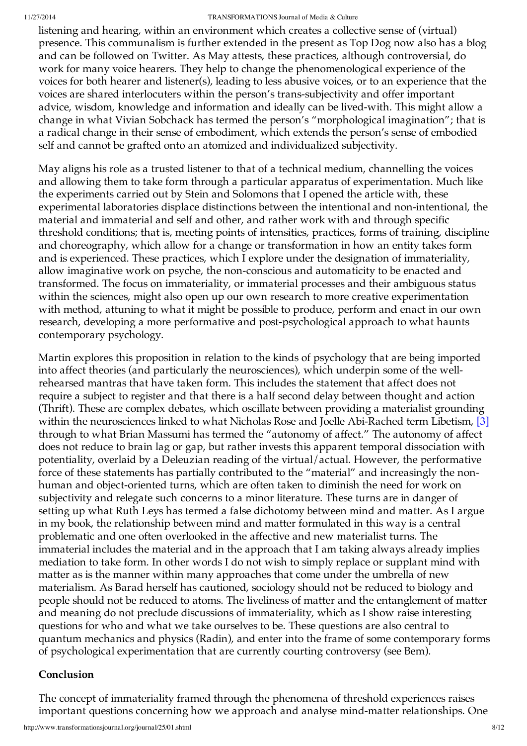listening and hearing, within an environment which creates a collective sense of (virtual) presence. This communalism is further extended in the present as Top Dog now also has a blog and can be followed on Twitter. As May attests, these practices, although controversial, do work for many voice hearers. They help to change the phenomenological experience of the voices for both hearer and listener(s), leading to less abusive voices, or to an experience that the voices are shared interlocuters within the person's trans-subjectivity and offer important advice, wisdom, knowledge and information and ideally can be lived-with. This might allow a change in what Vivian Sobchack has termed the person's "morphological imagination"; that is a radical change in their sense of embodiment, which extends the person's sense of embodied self and cannot be grafted onto an atomized and individualized subjectivity.

May aligns his role as a trusted listener to that of a technical medium, channelling the voices and allowing them to take form through a particular apparatus of experimentation. Much like the experiments carried out by Stein and Solomons that I opened the article with, these experimental laboratories displace distinctions between the intentional and non-intentional, the material and immaterial and self and other, and rather work with and through specific threshold conditions; that is, meeting points of intensities, practices, forms of training, discipline and choreography, which allow for a change or transformation in how an entity takes form and is experienced. These practices, which I explore under the designation of immateriality, allow imaginative work on psyche, the non-conscious and automaticity to be enacted and transformed. The focus on immateriality, or immaterial processes and their ambiguous status within the sciences, might also open up our own research to more creative experimentation with method, attuning to what it might be possible to produce, perform and enact in our own research, developing a more performative and post-psychological approach to what haunts contemporary psychology.

Martin explores this proposition in relation to the kinds of psychology that are being imported into affect theories (and particularly the neurosciences), which underpin some of the well-rehearsed mantras that have taken form. This includes the statement that affect does not require a subject to register and that there is a half second delay between thought and action (Thrift). These are complex debates, which oscillate between providing a materialist grounding within the neurosciences linked to what Nicholas Rose and Joelle Abi-Rached term Libetism, [3] through to what Brian Massumi has termed the "autonomy of affect." The autonomy of affect does not reduce to brain lag or gap, but rather invests this apparent temporal dissociation with potentiality, overlaid by a Deleuzian reading of the virtual/actual. However, the performative force of these statements has partially contributed to the "material" and increasingly the non-human and object-oriented turns, which are often taken to diminish the need for work on subjectivity and relegate such concerns to a minor literature. These turns are in danger of setting up what Ruth Leys has termed a false dichotomy between mind and matter. As I argue in my book, the relationship between mind and matter formulated in this way is a central problematic and one often overlooked in the affective and new materialist turns. The immaterial includes the material and in the approach that I am taking always already implies mediation to take form. In other words I do not wish to simply replace or supplant mind with matter as is the manner within many approaches that come under the umbrella of new materialism. As Barad herself has cautioned, sociology should not be reduced to biology and people should not be reduced to atoms. The liveliness of matter and the entanglement of matter and meaning do not preclude discussions of immateriality, which as I show raise interesting questions for who and what we take ourselves to be. These questions are also central to quantum mechanics and physics (Radin), and enter into the frame of some contemporary forms of psychological experimentation that are currently courting controversy (see Bem).

## Conclusion

The concept of immateriality framed through the phenomena of threshold experiences raises important questions concerning how we approach and analyse mind-matter relationships. One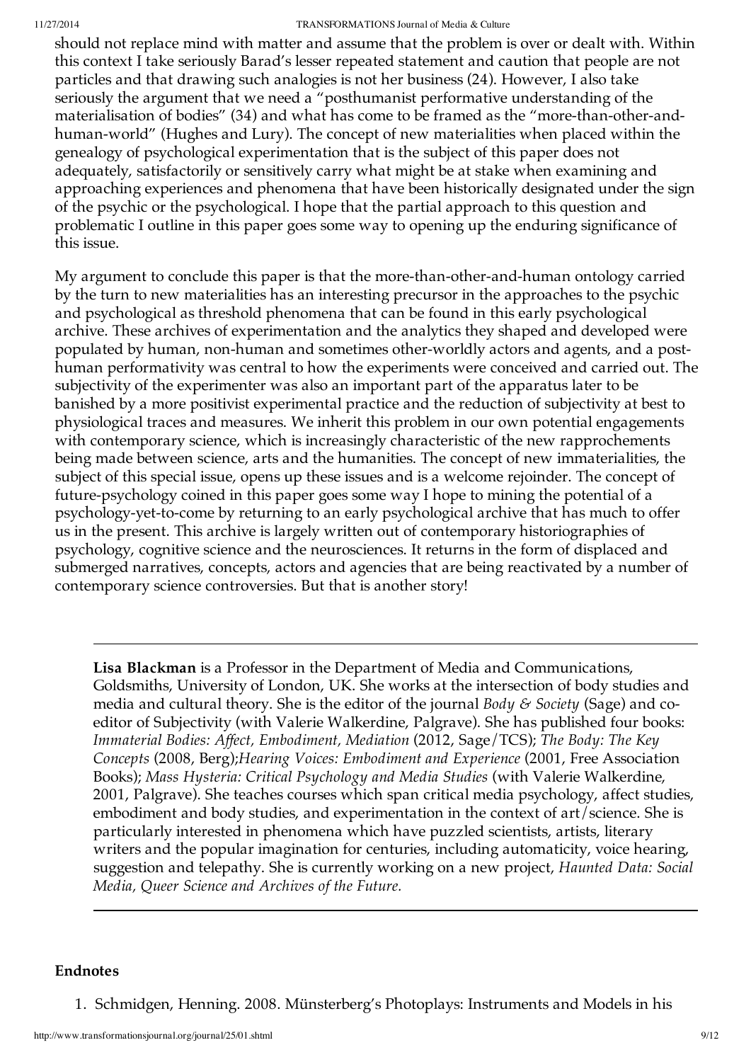should not replace mind with matter and assume that the problem is over or dealt with. Within this context I take seriously Barad's lesser repeated statement and caution that people are not particles and that drawing such analogies is not her business (24). However, I also take seriously the argument that we need a "posthumanist performative understanding of the materialisation of bodies" (34) and what has come to be framed as the "more-than-other-and-human-world" (Hughes and Lury). The concept of new materialities when placed within the genealogy of psychological experimentation that is the subject of this paper does not adequately, satisfactorily or sensitively carry what might be at stake when examining and approaching experiences and phenomena that have been historically designated under the sign of the psychic or the psychological. I hope that the partial approach to this question and problematic I outline in this paper goes some way to opening up the enduring significance of this issue.

My argument to conclude this paper is that the more-than-other-and-human ontology carried by the turn to new materialities has an interesting precursor in the approaches to the psychic and psychological as threshold phenomena that can be found in this early psychological archive. These archives of experimentation and the analytics they shaped and developed were populated by human, non-human and sometimes other-worldly actors and agents, and a post-human performativity was central to how the experiments were conceived and carried out. The subjectivity of the experimenter was also an important part of the apparatus later to be banished by a more positivist experimental practice and the reduction of subjectivity at best to physiological traces and measures. We inherit this problem in our own potential engagements with contemporary science, which is increasingly characteristic of the new rapprochements being made between science, arts and the humanities. The concept of new immaterialities, the subject of this special issue, opens up these issues and is a welcome rejoinder. The concept of future-psychology coined in this paper goes some way I hope to mining the potential of a psychology-yet-to-come by returning to an early psychological archive that has much to offer us in the present. This archive is largely written out of contemporary historiographies of psychology, cognitive science and the neurosciences. It returns in the form of displaced and submerged narratives, concepts, actors and agencies that are being reactivated by a number of contemporary science controversies. But that is another story!

---

**Lisa Blackman** is a Professor in the Department of Media and Communications, Goldsmiths, University of London, UK. She works at the intersection of body studies and media and cultural theory. She is the editor of the journal *Body & Society* (Sage) and co-editor of Subjectivity (with Valerie Walkerdine, Palgrave). She has published four books: *Immaterial Bodies: Affect, Embodiment, Mediation* (2012, Sage/TCS); *The Body: The Key Concepts* (2008, Berg);*Hearing Voices: Embodiment and Experience* (2001, Free Association Books); *Mass Hysteria: Critical Psychology and Media Studies* (with Valerie Walkerdine, 2001, Palgrave). She teaches courses which span critical media psychology, affect studies, embodiment and body studies, and experimentation in the context of art/science. She is particularly interested in phenomena which have puzzled scientists, artists, literary writers and the popular imagination for centuries, including automaticity, voice hearing, suggestion and telepathy. She is currently working on a new project, *Haunted Data: Social Media, Queer Science and Archives of the Future.*

---

## Endnotes

1. Schmidgen, Henning. 2008. Münsterberg's Photoplays: Instruments and Models in his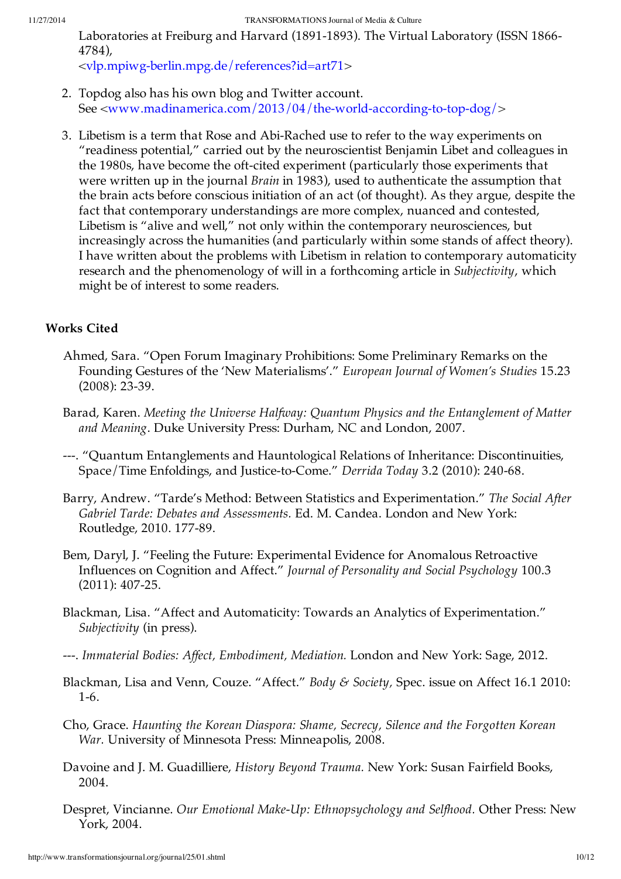Laboratories at Freiburg and Harvard (1891-1893). The Virtual Laboratory (ISSN 1866-4784), <vlp.mpiwg-berlin.mpg.de/references?id=art71>

2. Topdog also has his own blog and Twitter account. See <www.madinamerica.com/2013/04/the-world-according-to-top-dog/>

3. Libetism is a term that Rose and Abi-Rached use to refer to the way experiments on "readiness potential," carried out by the neuroscientist Benjamin Libet and colleagues in the 1980s, have become the oft-cited experiment (particularly those experiments that were written up in the journal *Brain* in 1983), used to authenticate the assumption that the brain acts before conscious initiation of an act (of thought). As they argue, despite the fact that contemporary understandings are more complex, nuanced and contested, Libetism is "alive and well," not only within the contemporary neurosciences, but increasingly across the humanities (and particularly within some stands of affect theory). I have written about the problems with Libetism in relation to contemporary automaticity research and the phenomenology of will in a forthcoming article in *Subjectivity*, which might be of interest to some readers.

### Works Cited

Ahmed, Sara. "Open Forum Imaginary Prohibitions: Some Preliminary Remarks on the Founding Gestures of the 'New Materialisms'." *European Journal of Women's Studies* 15.23 (2008): 23-39.

Barad, Karen. *Meeting the Universe Halfway: Quantum Physics and the Entanglement of Matter and Meaning*. Duke University Press: Durham, NC and London, 2007.

---. "Quantum Entanglements and Hauntological Relations of Inheritance: Discontinuities, Space/Time Enfoldings, and Justice-to-Come." *Derrida Today* 3.2 (2010): 240-68.

Barry, Andrew. "Tarde's Method: Between Statistics and Experimentation." *The Social After Gabriel Tarde: Debates and Assessments.* Ed. M. Candea. London and New York: Routledge, 2010. 177-89.

Bem, Daryl, J. "Feeling the Future: Experimental Evidence for Anomalous Retroactive Influences on Cognition and Affect." *Journal of Personality and Social Psychology* 100.3 (2011): 407-25.

Blackman, Lisa. "Affect and Automaticity: Towards an Analytics of Experimentation." *Subjectivity* (in press).

---. *Immaterial Bodies: Affect, Embodiment, Mediation.* London and New York: Sage, 2012.

Blackman, Lisa and Venn, Couze. "Affect." *Body & Society*, Spec. issue on Affect 16.1 2010: 1-6.

Cho, Grace. *Haunting the Korean Diaspora: Shame, Secrecy, Silence and the Forgotten Korean War.* University of Minnesota Press: Minneapolis, 2008.

Davoine and J. M. Guadilliere, *History Beyond Trauma.* New York: Susan Fairfield Books, 2004.

Despret, Vincianne. *Our Emotional Make-Up: Ethnopsychology and Selfhood.* Other Press: New York, 2004.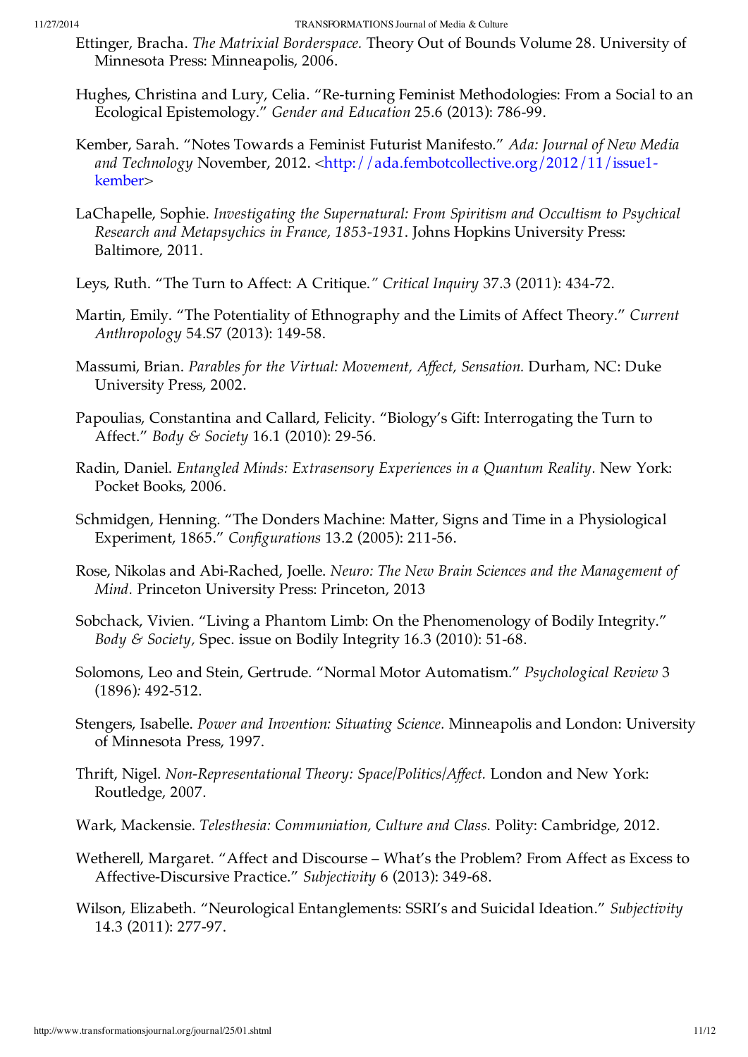Ettinger, Bracha. *The Matrixial Borderspace.* Theory Out of Bounds Volume 28. University of Minnesota Press: Minneapolis, 2006.

Hughes, Christina and Lury, Celia. "Re-turning Feminist Methodologies: From a Social to an Ecological Epistemology." *Gender and Education* 25.6 (2013): 786-99.

Kember, Sarah. "Notes Towards a Feminist Futurist Manifesto." *Ada: Journal of New Media and Technology* November, 2012. <http://ada.fembotcollective.org/2012/11/issue1-kember>

LaChapelle, Sophie. *Investigating the Supernatural: From Spiritism and Occultism to Psychical Research and Metapsychics in France, 1853-1931*. Johns Hopkins University Press: Baltimore, 2011.

Leys, Ruth. "The Turn to Affect: A Critique." *Critical Inquiry* 37.3 (2011): 434-72.

Martin, Emily. "The Potentiality of Ethnography and the Limits of Affect Theory." *Current Anthropology* 54.S7 (2013): 149-58.

Massumi, Brian. *Parables for the Virtual: Movement, Affect, Sensation.* Durham, NC: Duke University Press, 2002.

Papoulias, Constantina and Callard, Felicity. "Biology's Gift: Interrogating the Turn to Affect." *Body & Society* 16.1 (2010): 29-56.

Radin, Daniel. *Entangled Minds: Extrasensory Experiences in a Quantum Reality.* New York: Pocket Books, 2006.

Schmidgen, Henning. "The Donders Machine: Matter, Signs and Time in a Physiological Experiment, 1865." *Configurations* 13.2 (2005): 211-56.

Rose, Nikolas and Abi-Rached, Joelle. *Neuro: The New Brain Sciences and the Management of Mind.* Princeton University Press: Princeton, 2013

Sobchack, Vivien. "Living a Phantom Limb: On the Phenomenology of Bodily Integrity." *Body & Society*, Spec. issue on Bodily Integrity 16.3 (2010): 51-68.

Solomons, Leo and Stein, Gertrude. "Normal Motor Automatism." *Psychological Review* 3 (1896): 492-512.

Stengers, Isabelle. *Power and Invention: Situating Science.* Minneapolis and London: University of Minnesota Press, 1997.

Thrift, Nigel. *Non-Representational Theory: Space/Politics/Affect.* London and New York: Routledge, 2007.

Wark, Mackensie. *Telesthesia: Communiation, Culture and Class.* Polity: Cambridge, 2012.

Wetherell, Margaret. "Affect and Discourse – What's the Problem? From Affect as Excess to Affective-Discursive Practice." *Subjectivity* 6 (2013): 349-68.

Wilson, Elizabeth. "Neurological Entanglements: SSRI's and Suicidal Ideation." *Subjectivity* 14.3 (2011): 277-97.